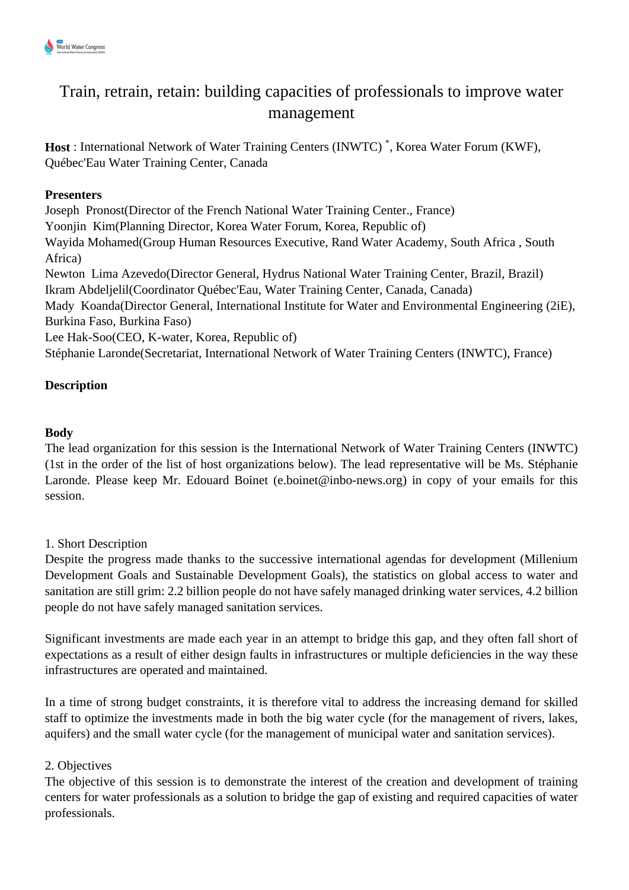# Train, retrain, retain: building capacities of professionals to improve water management

**Host** : International Network of Water Training Centers (INWTC) *, Korea Water Forum (KWF), Québec'Eau Water Training Center, Canada

**Presenters**

Joseph  Pronost(Director of the French National Water Training Center., France)
Yoonjin  Kim(Planning Director, Korea Water Forum, Korea, Republic of)
Wayida Mohamed(Group Human Resources Executive, Rand Water Academy, South Africa , South Africa)
Newton  Lima Azevedo(Director General, Hydrus National Water Training Center, Brazil, Brazil)
Ikram Abdeljelil(Coordinator Québec'Eau, Water Training Center, Canada, Canada)
Mady  Koanda(Director General, International Institute for Water and Environmental Engineering (2iE), Burkina Faso, Burkina Faso)
Lee Hak-Soo(CEO, K-water, Korea, Republic of)
Stéphanie Laronde(Secretariat, International Network of Water Training Centers (INWTC), France)

**Description**

**Body**

The lead organization for this session is the International Network of Water Training Centers (INWTC) (1st in the order of the list of host organizations below). The lead representative will be Ms. Stéphanie Laronde. Please keep Mr. Edouard Boinet (e.boinet@inbo-news.org) in copy of your emails for this session.

1. Short Description

Despite the progress made thanks to the successive international agendas for development (Millenium Development Goals and Sustainable Development Goals), the statistics on global access to water and sanitation are still grim: 2.2 billion people do not have safely managed drinking water services, 4.2 billion people do not have safely managed sanitation services.

Significant investments are made each year in an attempt to bridge this gap, and they often fall short of expectations as a result of either design faults in infrastructures or multiple deficiencies in the way these infrastructures are operated and maintained.

In a time of strong budget constraints, it is therefore vital to address the increasing demand for skilled staff to optimize the investments made in both the big water cycle (for the management of rivers, lakes, aquifers) and the small water cycle (for the management of municipal water and sanitation services).

2. Objectives

The objective of this session is to demonstrate the interest of the creation and development of training centers for water professionals as a solution to bridge the gap of existing and required capacities of water professionals.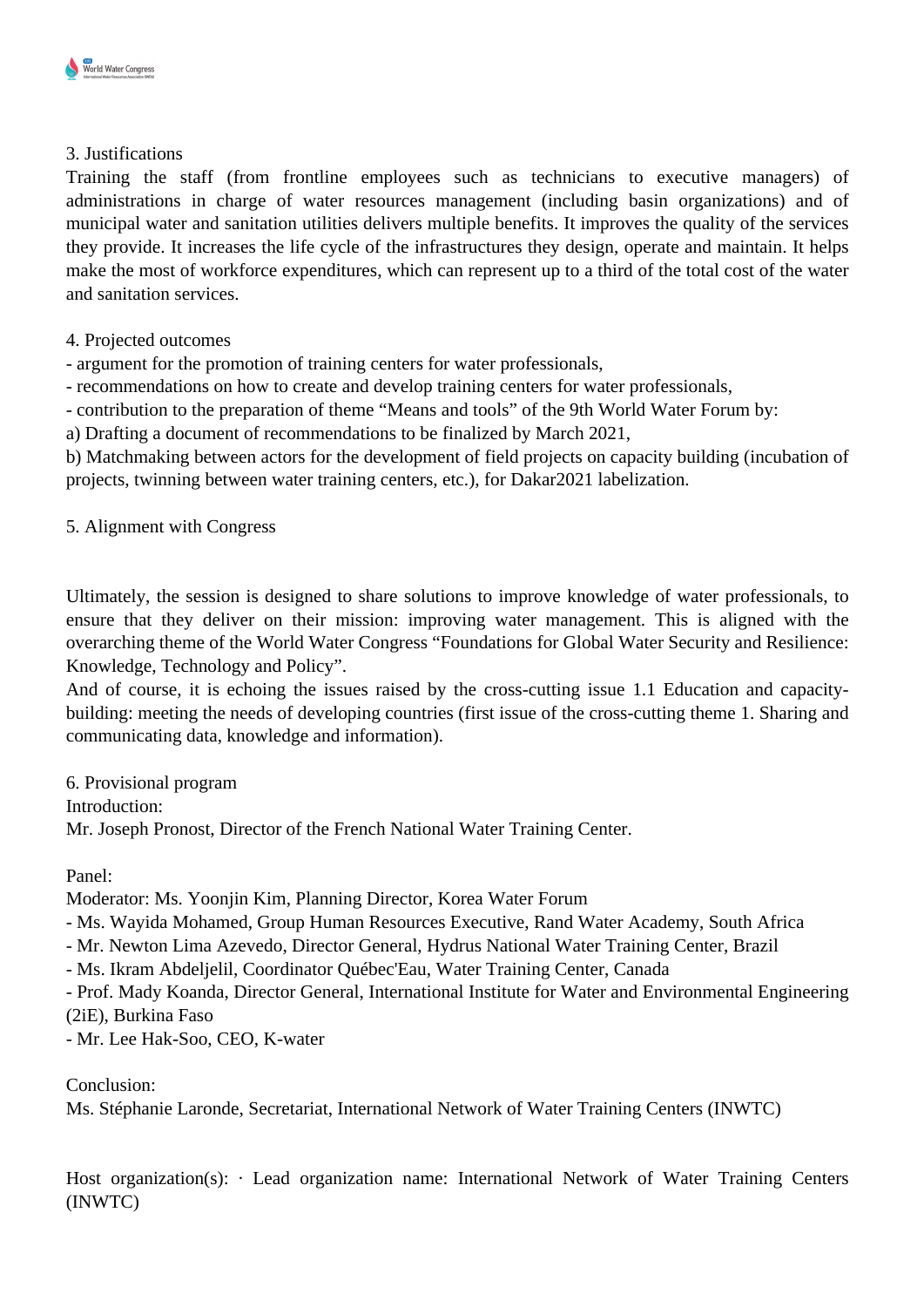3. Justifications

Training the staff (from frontline employees such as technicians to executive managers) of administrations in charge of water resources management (including basin organizations) and of municipal water and sanitation utilities delivers multiple benefits. It improves the quality of the services they provide. It increases the life cycle of the infrastructures they design, operate and maintain. It helps make the most of workforce expenditures, which can represent up to a third of the total cost of the water and sanitation services.

4. Projected outcomes

- argument for the promotion of training centers for water professionals,
- recommendations on how to create and develop training centers for water professionals,
- contribution to the preparation of theme “Means and tools” of the 9th World Water Forum by:

a) Drafting a document of recommendations to be finalized by March 2021,

b) Matchmaking between actors for the development of field projects on capacity building (incubation of projects, twinning between water training centers, etc.), for Dakar2021 labelization.

5. Alignment with Congress

Ultimately, the session is designed to share solutions to improve knowledge of water professionals, to ensure that they deliver on their mission: improving water management. This is aligned with the overarching theme of the World Water Congress “Foundations for Global Water Security and Resilience: Knowledge, Technology and Policy”.

And of course, it is echoing the issues raised by the cross-cutting issue 1.1 Education and capacity-building: meeting the needs of developing countries (first issue of the cross-cutting theme 1. Sharing and communicating data, knowledge and information).

6. Provisional program

Introduction:

Mr. Joseph Pronost, Director of the French National Water Training Center.

Panel:

Moderator: Ms. Yoonjin Kim, Planning Director, Korea Water Forum

- Ms. Wayida Mohamed, Group Human Resources Executive, Rand Water Academy, South Africa
- Mr. Newton Lima Azevedo, Director General, Hydrus National Water Training Center, Brazil
- Ms. Ikram Abdeljelil, Coordinator Québec'Eau, Water Training Center, Canada
- Prof. Mady Koanda, Director General, International Institute for Water and Environmental Engineering (2iE), Burkina Faso
- Mr. Lee Hak-Soo, CEO, K-water

Conclusion:

Ms. Stéphanie Laronde, Secretariat, International Network of Water Training Centers (INWTC)

Host organization(s): · Lead organization name: International Network of Water Training Centers (INWTC)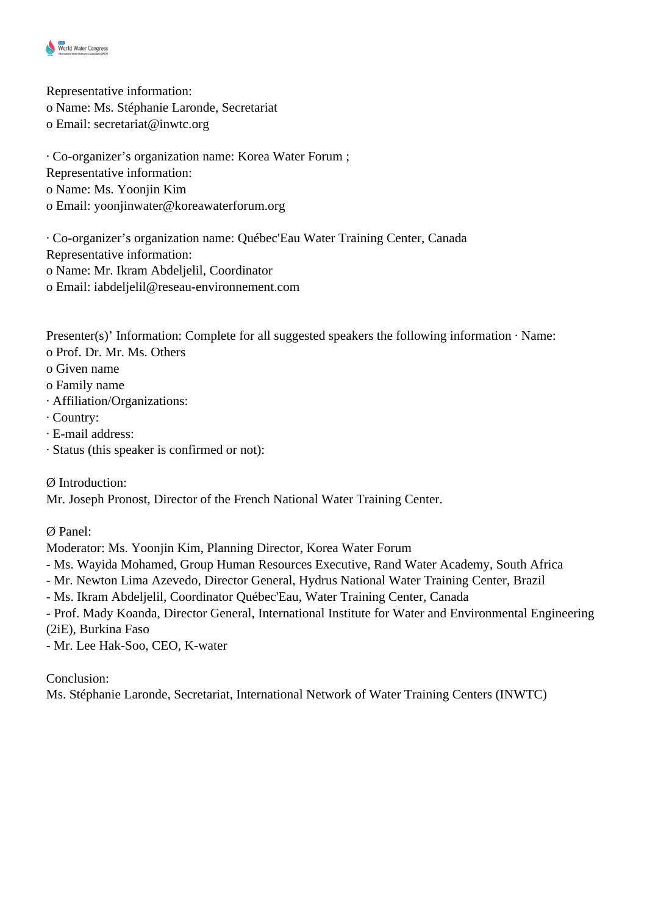Representative information:
o Name: Ms. Stéphanie Laronde, Secretariat
o Email: secretariat@inwtc.org

· Co-organizer's organization name: Korea Water Forum ;
Representative information:
o Name: Ms. Yoonjin Kim
o Email: yoonjinwater@koreawaterforum.org

· Co-organizer's organization name: Québec'Eau Water Training Center, Canada
Representative information:
o Name: Mr. Ikram Abdeljelil, Coordinator
o Email: iabdeljelil@reseau-environnement.com

Presenter(s)' Information: Complete for all suggested speakers the following information · Name:
o Prof. Dr. Mr. Ms. Others
o Given name
o Family name
· Affiliation/Organizations:
· Country:
· E-mail address:
· Status (this speaker is confirmed or not):

Ø Introduction:
Mr. Joseph Pronost, Director of the French National Water Training Center.

Ø Panel:
Moderator: Ms. Yoonjin Kim, Planning Director, Korea Water Forum
- Ms. Wayida Mohamed, Group Human Resources Executive, Rand Water Academy, South Africa
- Mr. Newton Lima Azevedo, Director General, Hydrus National Water Training Center, Brazil
- Ms. Ikram Abdeljelil, Coordinator Québec'Eau, Water Training Center, Canada
- Prof. Mady Koanda, Director General, International Institute for Water and Environmental Engineering (2iE), Burkina Faso
- Mr. Lee Hak-Soo, CEO, K-water

Conclusion:
Ms. Stéphanie Laronde, Secretariat, International Network of Water Training Centers (INWTC)